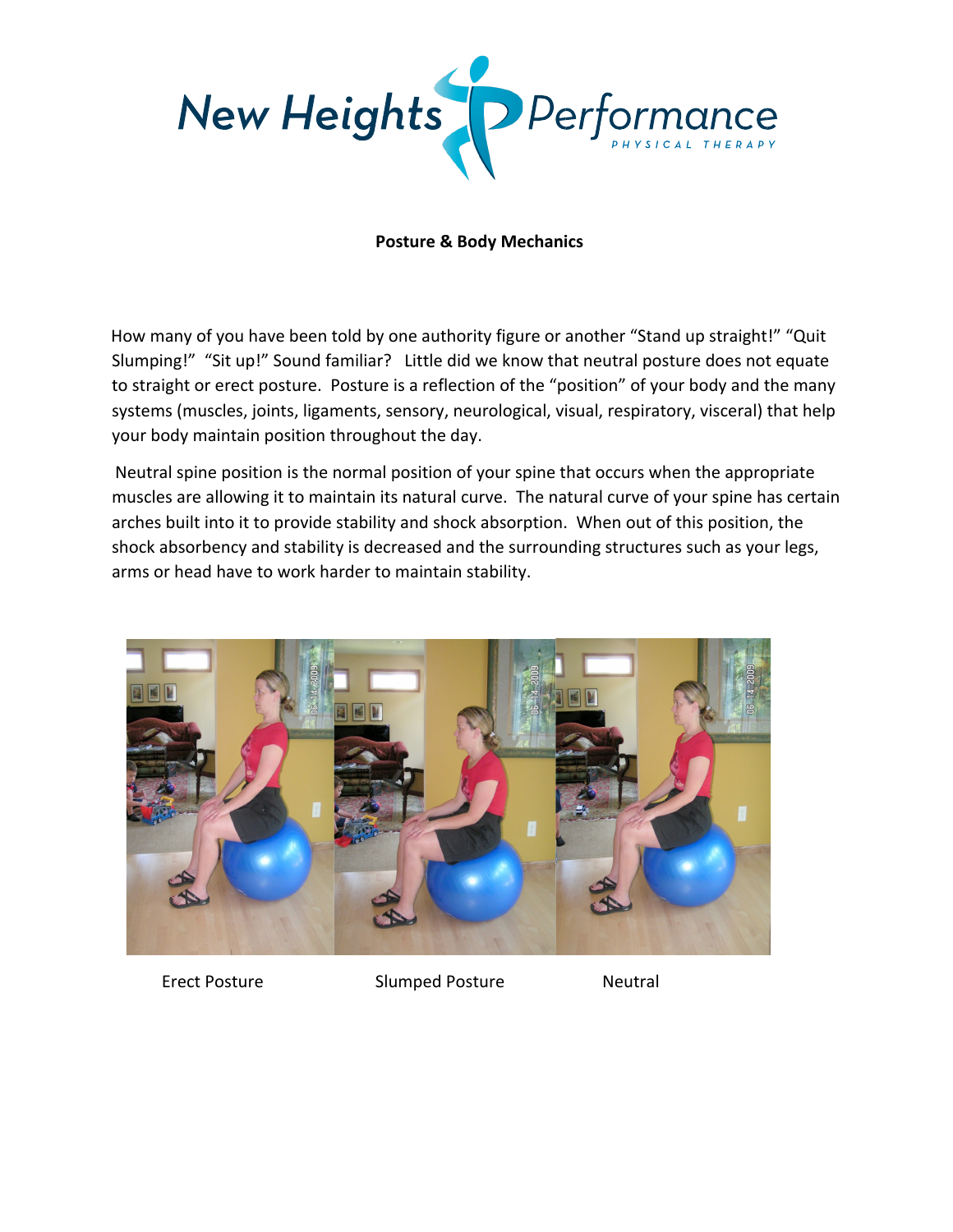New Heights Performance PHYSICAL THERAPY

**Posture & Body Mechanics**

How many of you have been told by one authority figure or another "Stand up straight!" "Quit Slumping!" "Sit up!" Sound familiar? Little did we know that neutral posture does not equate to straight or erect posture. Posture is a reflection of the "position" of your body and the many systems (muscles, joints, ligaments, sensory, neurological, visual, respiratory, visceral) that help your body maintain position throughout the day.

Neutral spine position is the normal position of your spine that occurs when the appropriate muscles are allowing it to maintain its natural curve. The natural curve of your spine has certain arches built into it to provide stability and shock absorption. When out of this position, the shock absorbency and stability is decreased and the surrounding structures such as your legs, arms or head have to work harder to maintain stability.

Erect Posture Slumped Posture Neutral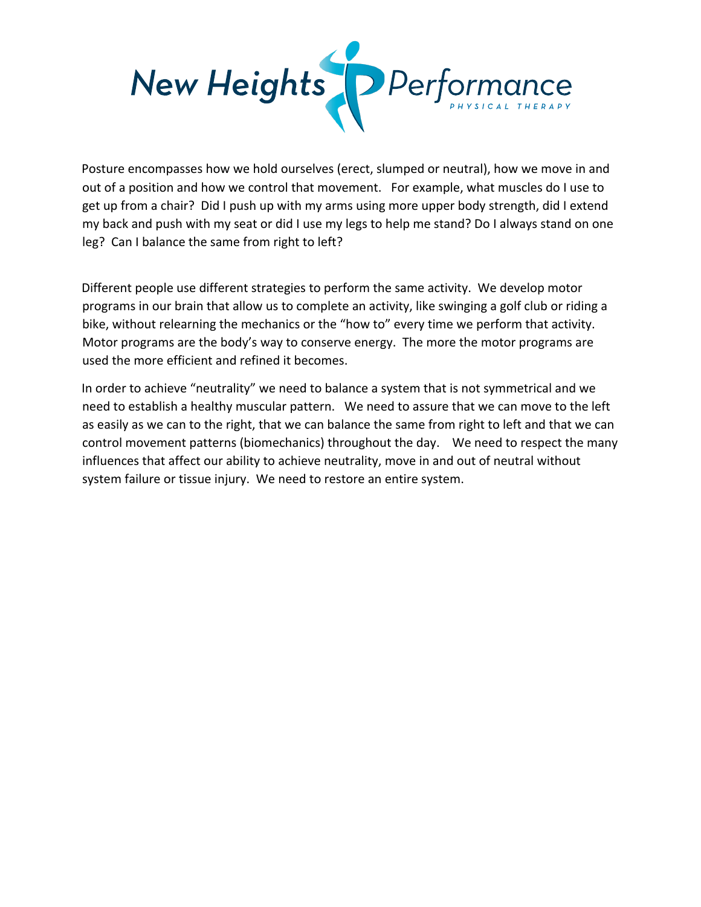Posture encompasses how we hold ourselves (erect, slumped or neutral), how we move in and out of a position and how we control that movement. For example, what muscles do I use to get up from a chair? Did I push up with my arms using more upper body strength, did I extend my back and push with my seat or did I use my legs to help me stand? Do I always stand on one leg? Can I balance the same from right to left?

Different people use different strategies to perform the same activity. We develop motor programs in our brain that allow us to complete an activity, like swinging a golf club or riding a bike, without relearning the mechanics or the "how to" every time we perform that activity. Motor programs are the body's way to conserve energy. The more the motor programs are used the more efficient and refined it becomes.

In order to achieve "neutrality" we need to balance a system that is not symmetrical and we need to establish a healthy muscular pattern. We need to assure that we can move to the left as easily as we can to the right, that we can balance the same from right to left and that we can control movement patterns (biomechanics) throughout the day. We need to respect the many influences that affect our ability to achieve neutrality, move in and out of neutral without system failure or tissue injury. We need to restore an entire system.